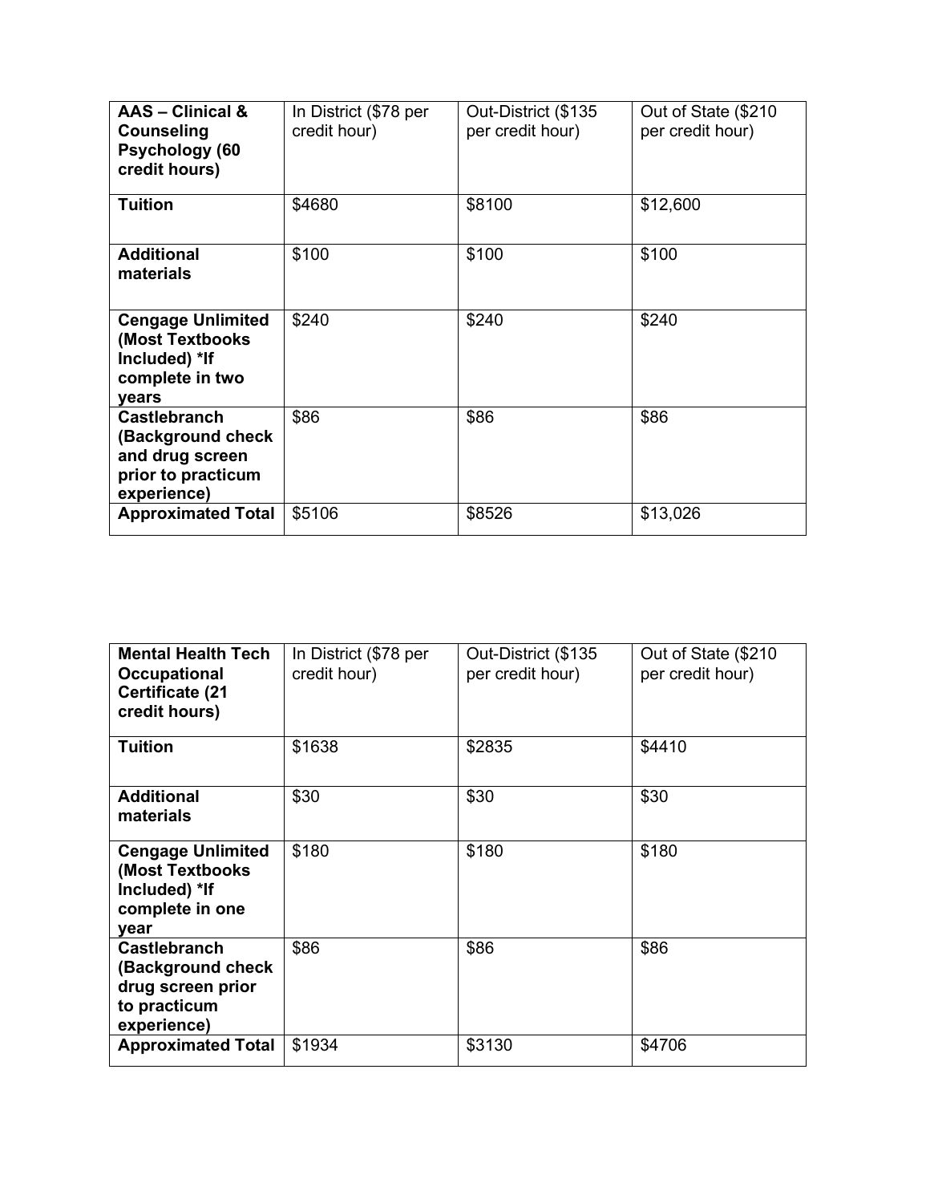| **AAS – Clinical & Counseling Psychology (60 credit hours)** | In District ($78 per credit hour) | Out-District ($135 per credit hour) | Out of State ($210 per credit hour) |
| --- | --- | --- | --- |
| **Tuition** | $4680 | $8100 | $12,600 |
| **Additional materials** | $100 | $100 | $100 |
| **Cengage Unlimited (Most Textbooks Included) *If complete in two years** | $240 | $240 | $240 |
| **Castlebranch (Background check and drug screen prior to practicum experience)** | $86 | $86 | $86 |
| **Approximated Total** | $5106 | $8526 | $13,026 |

| **Mental Health Tech Occupational Certificate (21 credit hours)** | In District ($78 per credit hour) | Out-District ($135 per credit hour) | Out of State ($210 per credit hour) |
| --- | --- | --- | --- |
| **Tuition** | $1638 | $2835 | $4410 |
| **Additional materials** | $30 | $30 | $30 |
| **Cengage Unlimited (Most Textbooks Included) *If complete in one year** | $180 | $180 | $180 |
| **Castlebranch (Background check drug screen prior to practicum experience)** | $86 | $86 | $86 |
| **Approximated Total** | $1934 | $3130 | $4706 |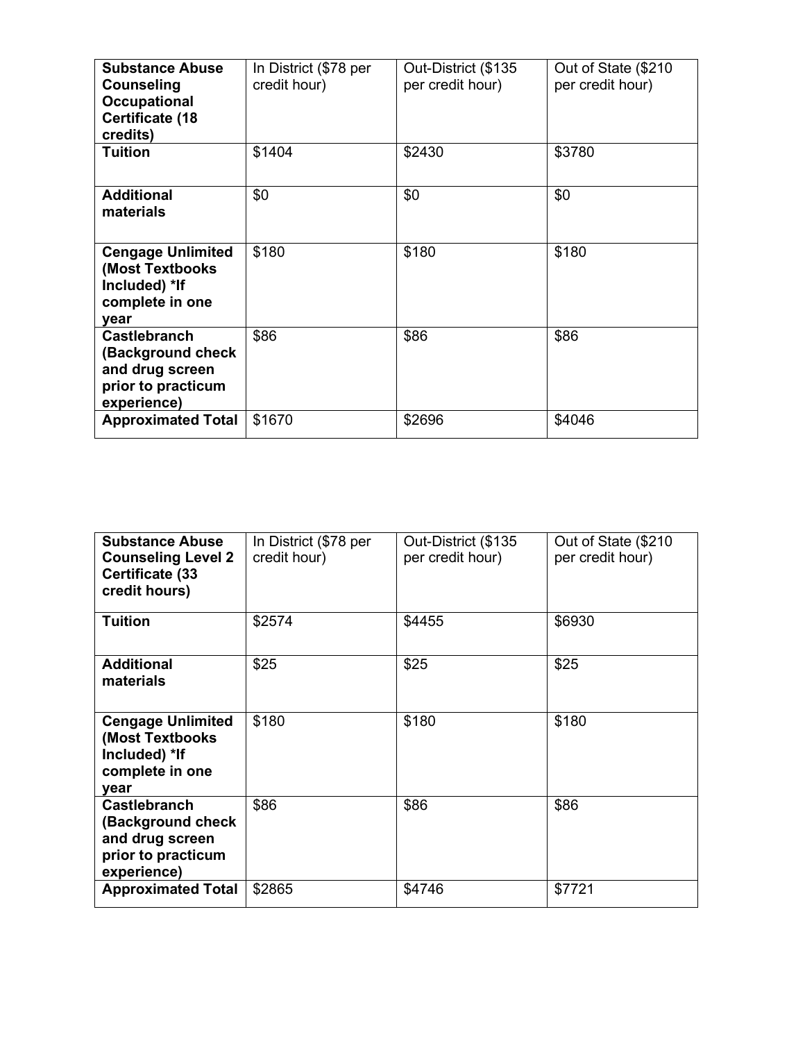| Substance Abuse Counseling Occupational Certificate (18 credits) | In District ($78 per credit hour) | Out-District ($135 per credit hour) | Out of State ($210 per credit hour) |
|---|---|---|---|
| **Tuition** | $1404 | $2430 | $3780 |
| **Additional materials** | $0 | $0 | $0 |
| **Cengage Unlimited (Most Textbooks Included) *If complete in one year** | $180 | $180 | $180 |
| **Castlebranch (Background check and drug screen prior to practicum experience)** | $86 | $86 | $86 |
| **Approximated Total** | $1670 | $2696 | $4046 |

| Substance Abuse Counseling Level 2 Certificate (33 credit hours) | In District ($78 per credit hour) | Out-District ($135 per credit hour) | Out of State ($210 per credit hour) |
|---|---|---|---|
| **Tuition** | $2574 | $4455 | $6930 |
| **Additional materials** | $25 | $25 | $25 |
| **Cengage Unlimited (Most Textbooks Included) *If complete in one year** | $180 | $180 | $180 |
| **Castlebranch (Background check and drug screen prior to practicum experience)** | $86 | $86 | $86 |
| **Approximated Total** | $2865 | $4746 | $7721 |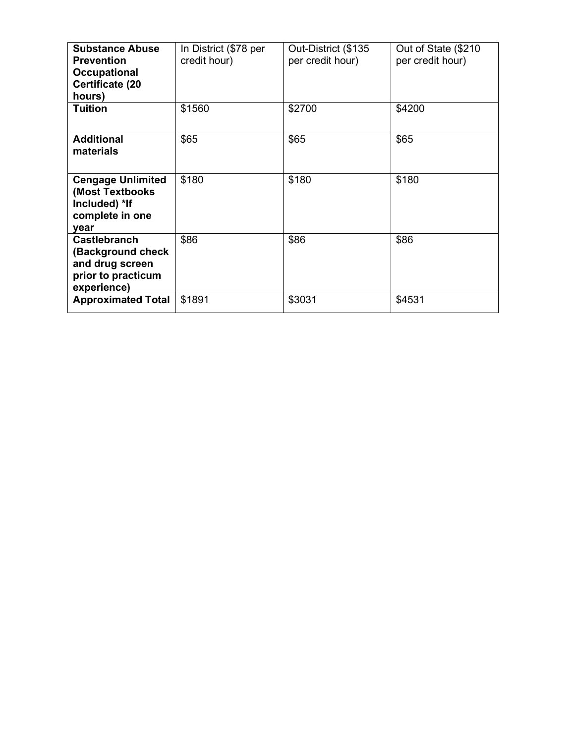| **Substance Abuse Prevention Occupational Certificate (20 hours)** | In District ($78 per credit hour) | Out-District ($135 per credit hour) | Out of State ($210 per credit hour) |
|---|---|---|---|
| **Tuition** | $1560 | $2700 | $4200 |
| **Additional materials** | $65 | $65 | $65 |
| **Cengage Unlimited (Most Textbooks Included) *If complete in one year** | $180 | $180 | $180 |
| **Castlebranch (Background check and drug screen prior to practicum experience)** | $86 | $86 | $86 |
| **Approximated Total** | $1891 | $3031 | $4531 |